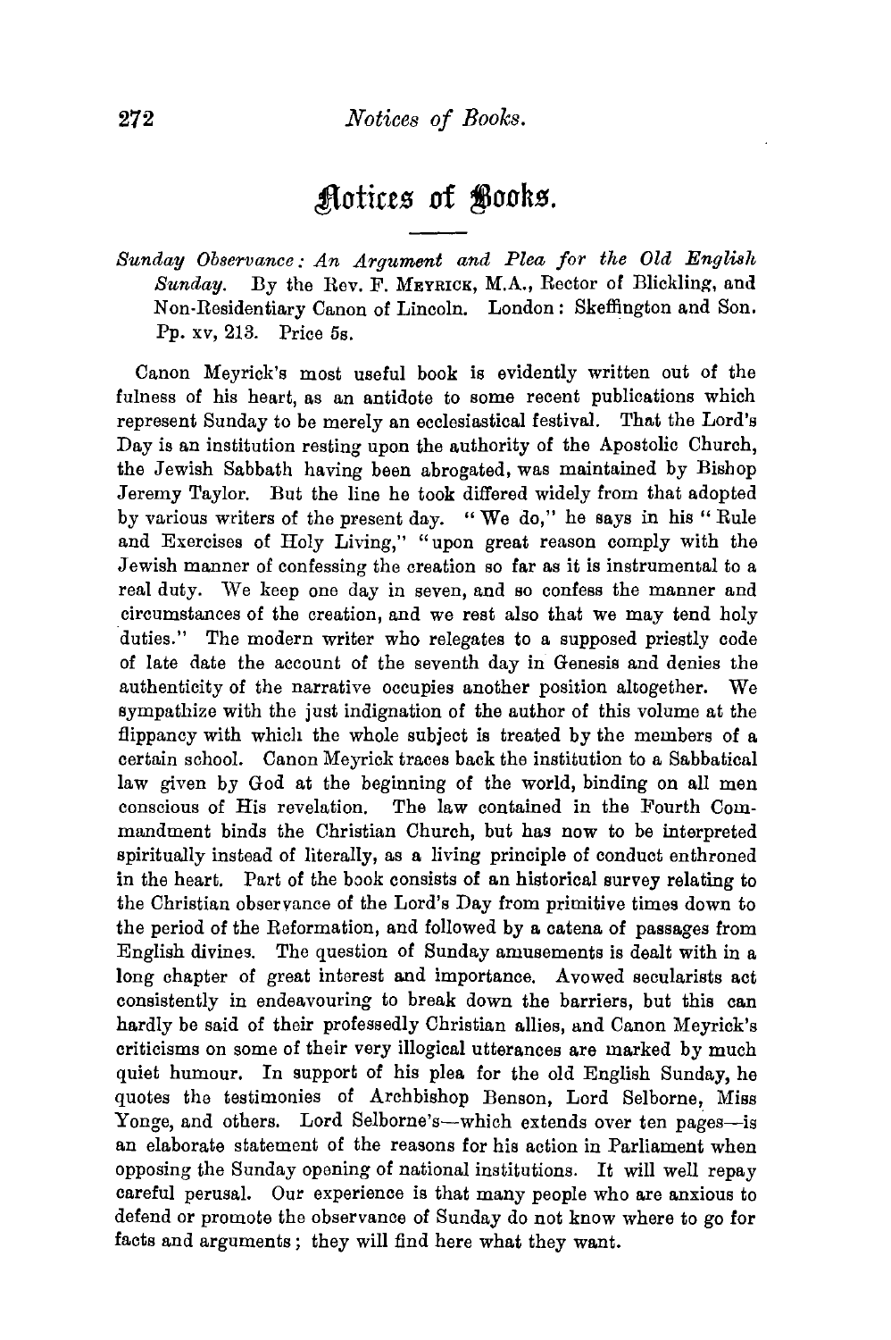# Notices of Books.

*Sunday Observance: An Argument and Plea for the Old English Sunday.* By the Rev. F. MEYRICK, M.A., Rector of Blickling, and Non-Residentiary Canon of Lincoln. London: Skeffington and Son. Pp. xv, 213. Price 5s.

Canon Meyrick's most useful book is evidently written out of the fulness of his heart, as an antidote to some recent publications which represent Sunday to be merely an ecclesiastical festival. That the Lord's Day is an institution resting upon the authority of the Apostolic Church, the Jewish Sabbath having been abrogated, was maintained by Bishop Jeremy Taylor. But the line he took differed widely from that adopted by various writers of the present day. "We do," he says in his "Rule and Exercises of Holy Living," "upon great reason comply with the Jewish manner of confessing the creation so far as it is instrumental to a real duty. We keep one day in seven, and so confess the manner and circumstances of the creation, and we rest also that we may tend holy duties." The modern writer who relegates to a supposed priestly code of late date the account of the seventh day in Genesis and denies the authenticity of the narrative occupies another position altogether. We sympathize with the just indignation of the author of this volume at the flippancy with which the whole subject is treated by the members of a certain school. Canon Meyrick traces back the institution to a Sabbatical law given by God at the beginning of the world, binding on all men conscious of His revelation. The law contained in the Fourth Commandment binds the Christian Church, but has now to be interpreted spiritually instead of literally, as a living principle of conduct enthroned in the heart. Part of the book consists of an historical survey relating to the Christian observance of the Lord's Day from primitive times down to the period of the Reformation, and followed by a catena of passages from English divines. The question of Sunday amusements is dealt with in a long chapter of great interest and importance. Avowed secularists act consistently in endeavouring to break down the barriers, but this can hardly be said of their professedly Christian allies, and Canon Meyrick's criticisms on some of their very illogical utterances are marked by much quiet humour. In support of his plea for the old English Sunday, he quotes the testimonies of Archbishop Benson, Lord Selborne, Miss Yonge, and others. Lord Selborne's—which extends over ten pages—is an elaborate statement of the reasons for his action in Parliament when opposing the Sunday opening of national institutions. It will well repay careful perusal. Our experience is that many people who are anxious to defend or promote the observance of Sunday do not know where to go for facts and arguments; they will find here what they want.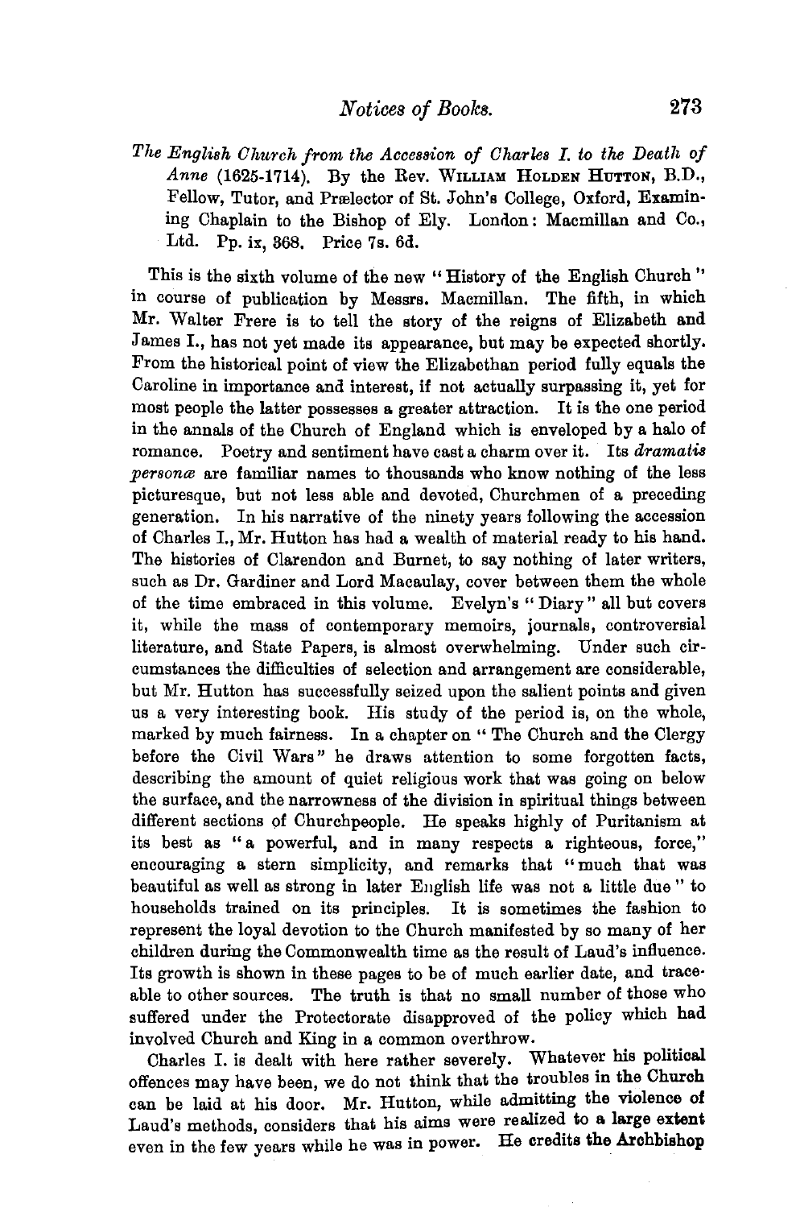*The English Church from the Accession of Charles I. to the Death of Anne* (1625-1714). By the Rev. WILLIAM HOLDEN HUTTON, B.D., Fellow, Tutor, and Prælector of St. John's College, Oxford, Examining Chaplain to the Bishop of Ely. London: Macmillan and Co., Ltd. Pp. ix, 368. Price 7s. 6d.

This is the sixth volume of the new "History of the English Church" in course of publication by Messrs. Macmillan. The fifth, in which Mr. Walter Frere is to tell the story of the reigns of Elizabeth and James I., has not yet made its appearance, but may be expected shortly. From the historical point of view the Elizabethan period fully equals the Caroline in importance and interest, if not actually surpassing it, yet for most people the latter possesses a greater attraction. It is the one period in the annals of the Church of England which is enveloped by a halo of romance. Poetry and sentiment have cast a charm over it. Its *dramatis personæ* are familiar names to thousands who know nothing of the less picturesque, but not less able and devoted, Churchmen of a preceding generation. In his narrative of the ninety years following the accession of Charles I., Mr. Hutton has had a wealth of material ready to his hand. The histories of Clarendon and Burnet, to say nothing of later writers, such as Dr. Gardiner and Lord Macaulay, cover between them the whole of the time embraced in this volume. Evelyn's "Diary" all but covers it, while the mass of contemporary memoirs, journals, controversial literature, and State Papers, is almost overwhelming. Under such circumstances the difficulties of selection and arrangement are considerable, but Mr. Hutton has successfully seized upon the salient points and given us a very interesting book. His study of the period is, on the whole, marked by much fairness. In a chapter on "The Church and the Clergy before the Civil Wars" he draws attention to some forgotten facts, describing the amount of quiet religious work that was going on below the surface, and the narrowness of the division in spiritual things between different sections of Churchpeople. He speaks highly of Puritanism at its best as "a powerful, and in many respects a righteous, force," encouraging a stern simplicity, and remarks that "much that was beautiful as well as strong in later English life was not a little due" to households trained on its principles. It is sometimes the fashion to represent the loyal devotion to the Church manifested by so many of her children during the Commonwealth time as the result of Laud's influence. Its growth is shown in these pages to be of much earlier date, and traceable to other sources. The truth is that no small number of those who suffered under the Protectorate disapproved of the policy which had involved Church and King in a common overthrow.

Charles I. is dealt with here rather severely. Whatever his political offences may have been, we do not think that the troubles in the Church can be laid at his door. Mr. Hutton, while admitting the violence of Laud's methods, considers that his aims were realized to a large extent even in the few years while he was in power. He credits the Archbishop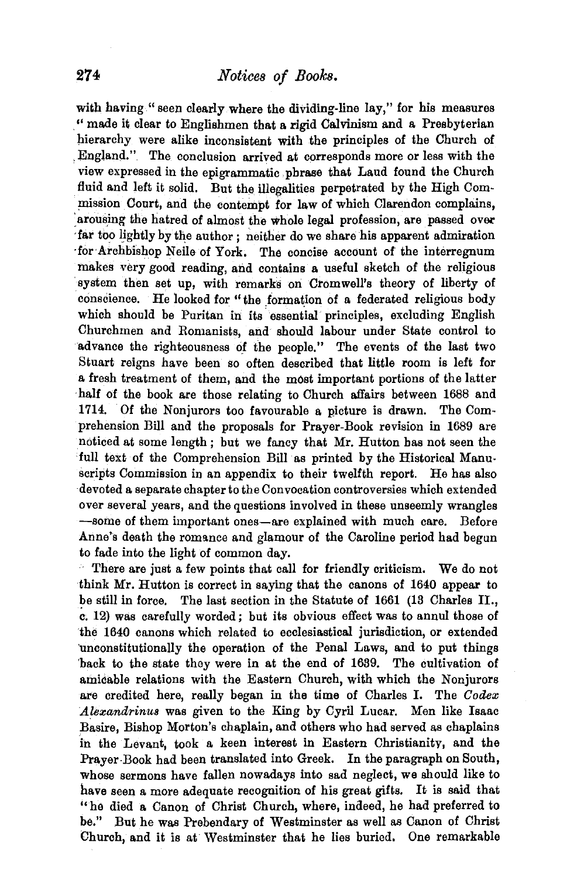with having "seen clearly where the dividing-line lay," for his measures "made it clear to Englishmen that a rigid Calvinism and a Presbyterian hierarchy were alike inconsistent with the principles of the Church of England." The conclusion arrived at corresponds more or less with the view expressed in the epigrammatic phrase that Laud found the Church fluid and left it solid. But the illegalities perpetrated by the High Commission Court, and the contempt for law of which Clarendon complains, arousing the hatred of almost the whole legal profession, are passed over far too lightly by the author; neither do we share his apparent admiration for Archbishop Neile of York. The concise account of the interregnum makes very good reading, and contains a useful sketch of the religious system then set up, with remarks on Cromwell's theory of liberty of conscience. He looked for "the formation of a federated religious body which should be Puritan in its essential principles, excluding English Churchmen and Romanists, and should labour under State control to advance the righteousness of the people." The events of the last two Stuart reigns have been so often described that little room is left for a fresh treatment of them, and the most important portions of the latter half of the book are those relating to Church affairs between 1688 and 1714. Of the Nonjurors too favourable a picture is drawn. The Comprehension Bill and the proposals for Prayer-Book revision in 1689 are noticed at some length; but we fancy that Mr. Hutton has not seen the full text of the Comprehension Bill as printed by the Historical Manuscripts Commission in an appendix to their twelfth report. He has also devoted a separate chapter to the Convocation controversies which extended over several years, and the questions involved in these unseemly wrangles —some of them important ones—are explained with much care. Before Anne's death the romance and glamour of the Caroline period had begun to fade into the light of common day.

There are just a few points that call for friendly criticism. We do not think Mr. Hutton is correct in saying that the canons of 1640 appear to be still in force. The last section in the Statute of 1661 (13 Charles II., c. 12) was carefully worded; but its obvious effect was to annul those of the 1640 canons which related to ecclesiastical jurisdiction, or extended unconstitutionally the operation of the Penal Laws, and to put things back to the state they were in at the end of 1639. The cultivation of amicable relations with the Eastern Church, with which the Nonjurors are credited here, really began in the time of Charles I. The *Codex Alexandrinus* was given to the King by Cyril Lucar. Men like Isaac Basire, Bishop Morton's chaplain, and others who had served as chaplains in the Levant, took a keen interest in Eastern Christianity, and the Prayer-Book had been translated into Greek. In the paragraph on South, whose sermons have fallen nowadays into sad neglect, we should like to have seen a more adequate recognition of his great gifts. It is said that "he died a Canon of Christ Church, where, indeed, he had preferred to be." But he was Prebendary of Westminster as well as Canon of Christ Church, and it is at Westminster that he lies buried. One remarkable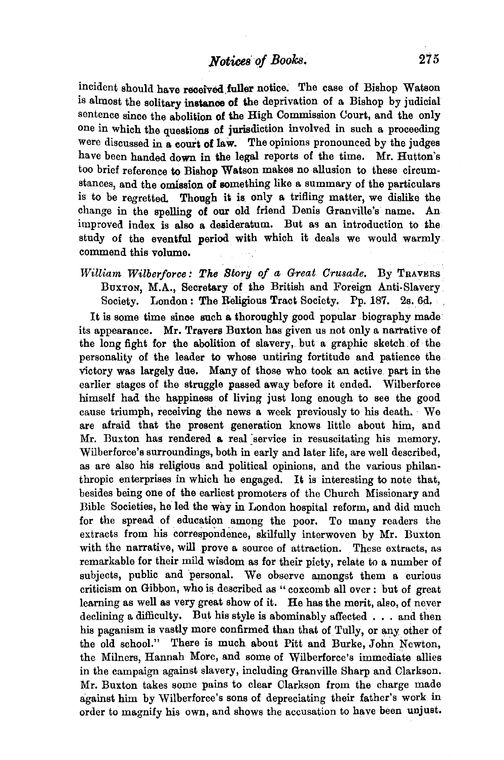incident should have received fuller notice. The case of Bishop Watson is almost the solitary instance of the deprivation of a Bishop by judicial sentence since the abolition of the High Commission Court, and the only one in which the questions of jurisdiction involved in such a proceeding were discussed in a court of law. The opinions pronounced by the judges have been handed down in the legal reports of the time. Mr. Hutton's too brief reference to Bishop Watson makes no allusion to these circumstances, and the omission of something like a summary of the particulars is to be regretted. Though it is only a trifling matter, we dislike the change in the spelling of our old friend Denis Granville's name. An improved index is also a desideratum. But as an introduction to the study of the eventful period with which it deals we would warmly commend this volume.

*William Wilberforce: The Story of a Great Crusade.* By TRAVERS BUXTON, M.A., Secretary of the British and Foreign Anti-Slavery Society. London: The Religious Tract Society. Pp. 187. 2s. 6d.

It is some time since such a thoroughly good popular biography made its appearance. Mr. Travers Buxton has given us not only a narrative of the long fight for the abolition of slavery, but a graphic sketch of the personality of the leader to whose untiring fortitude and patience the victory was largely due. Many of those who took an active part in the earlier stages of the struggle passed away before it ended. Wilberforce himself had the happiness of living just long enough to see the good cause triumph, receiving the news a week previously to his death. We are afraid that the present generation knows little about him, and Mr. Buxton has rendered a real service in resuscitating his memory. Wilberforce's surroundings, both in early and later life, are well described, as are also his religious and political opinions, and the various philanthropic enterprises in which he engaged. It is interesting to note that, besides being one of the earliest promoters of the Church Missionary and Bible Societies, he led the way in London hospital reform, and did much for the spread of education among the poor. To many readers the extracts from his correspondence, skilfully interwoven by Mr. Buxton with the narrative, will prove a source of attraction. These extracts, as remarkable for their mild wisdom as for their piety, relate to a number of subjects, public and personal. We observe amongst them a curious criticism on Gibbon, who is described as "coxcomb all over: but of great learning as well as very great show of it. He has the merit, also, of never declining a difficulty. But his style is abominably affected . . . and then his paganism is vastly more confirmed than that of Tully, or any other of the old school." There is much about Pitt and Burke, John Newton, the Milners, Hannah More, and some of Wilberforce's immediate allies in the campaign against slavery, including Granville Sharp and Clarkson. Mr. Buxton takes some pains to clear Clarkson from the charge made against him by Wilberforce's sons of depreciating their father's work in order to magnify his own, and shows the accusation to have been unjust.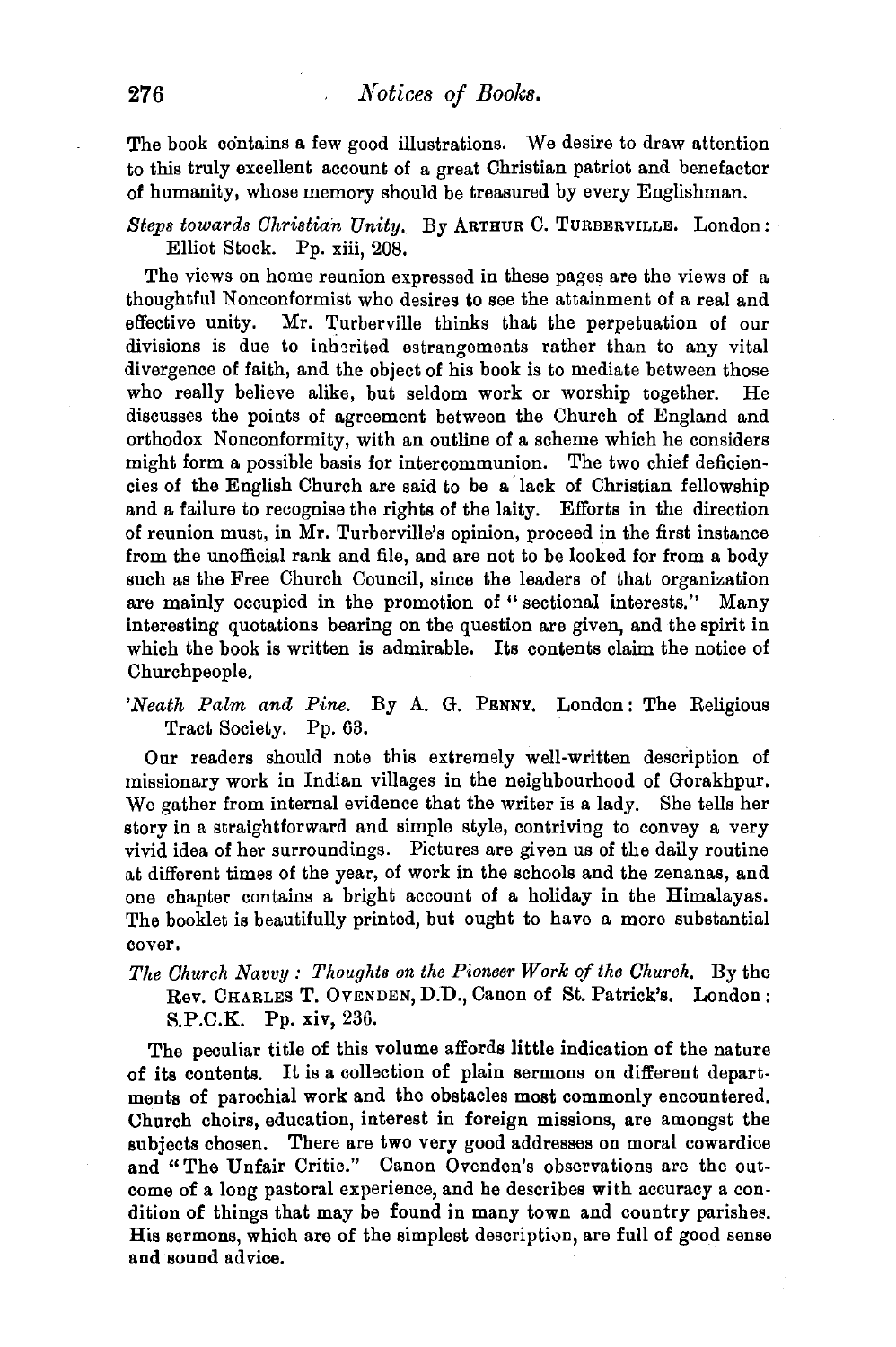The book contains a few good illustrations. We desire to draw attention to this truly excellent account of a great Christian patriot and benefactor of humanity, whose memory should be treasured by every Englishman.

*Steps towards Christian Unity.* By ARTHUR C. TURBERVILLE. London: Elliot Stock. Pp. xiii, 208.

The views on home reunion expressed in these pages are the views of a thoughtful Nonconformist who desires to see the attainment of a real and effective unity. Mr. Turberville thinks that the perpetuation of our divisions is due to inherited estrangements rather than to any vital divergence of faith, and the object of his book is to mediate between those who really believe alike, but seldom work or worship together. He discusses the points of agreement between the Church of England and orthodox Nonconformity, with an outline of a scheme which he considers might form a possible basis for intercommunion. The two chief deficiencies of the English Church are said to be a lack of Christian fellowship and a failure to recognise the rights of the laity. Efforts in the direction of reunion must, in Mr. Turberville's opinion, proceed in the first instance from the unofficial rank and file, and are not to be looked for from a body such as the Free Church Council, since the leaders of that organization are mainly occupied in the promotion of "sectional interests." Many interesting quotations bearing on the question are given, and the spirit in which the book is written is admirable. Its contents claim the notice of Churchpeople.

*'Neath Palm and Pine.* By A. G. PENNY. London: The Religious Tract Society. Pp. 63.

Our readers should note this extremely well-written description of missionary work in Indian villages in the neighbourhood of Gorakhpur. We gather from internal evidence that the writer is a lady. She tells her story in a straightforward and simple style, contriving to convey a very vivid idea of her surroundings. Pictures are given us of the daily routine at different times of the year, of work in the schools and the zenanas, and one chapter contains a bright account of a holiday in the Himalayas. The booklet is beautifully printed, but ought to have a more substantial cover.

*The Church Navvy: Thoughts on the Pioneer Work of the Church.* By the Rev. CHARLES T. OVENDEN, D.D., Canon of St. Patrick's. London: S.P.C.K. Pp. xiv, 236.

The peculiar title of this volume affords little indication of the nature of its contents. It is a collection of plain sermons on different departments of parochial work and the obstacles most commonly encountered. Church choirs, education, interest in foreign missions, are amongst the subjects chosen. There are two very good addresses on moral cowardice and "The Unfair Critic." Canon Ovenden's observations are the outcome of a long pastoral experience, and he describes with accuracy a condition of things that may be found in many town and country parishes. His sermons, which are of the simplest description, are full of good sense and sound advice.